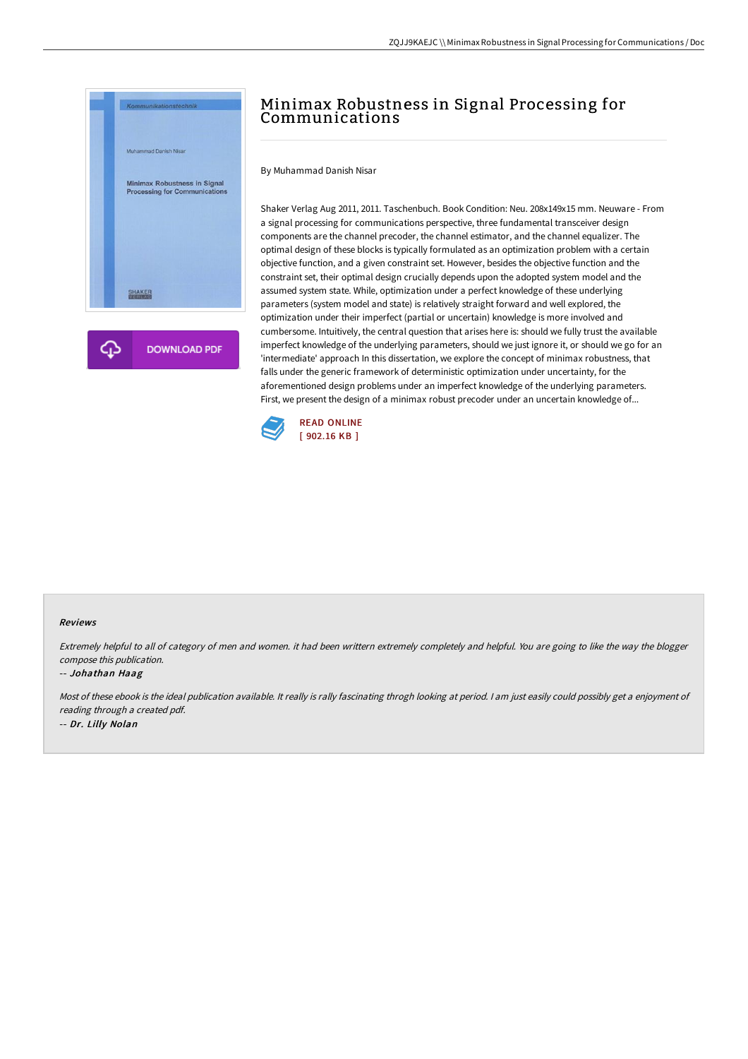# Minimax Robustness in Signal Processing for Communications

By Muhammad Danish Nisar

Shaker Verlag Aug 2011, 2011. Taschenbuch. Book Condition: Neu. 208x149x15 mm. Neuware - From a signal processing for communications perspective, three fundamental transceiver design components are the channel precoder, the channel estimator, and the channel equalizer. The optimal design of these blocks is typically formulated as an optimization problem with a certain objective function, and a given constraint set. However, besides the objective function and the constraint set, their optimal design crucially depends upon the adopted system model and the assumed system state. While, optimization under a perfect knowledge of these underlying parameters (system model and state) is relatively straight forward and well explored, the optimization under their imperfect (partial or uncertain) knowledge is more involved and cumbersome. Intuitively, the central question that arises here is: should we fully trust the available imperfect knowledge of the underlying parameters, should we just ignore it, or should we go for an 'intermediate' approach In this dissertation, we explore the concept of minimax robustness, that falls under the generic framework of deterministic optimization under uncertainty, for the aforementioned design problems under an imperfect knowledge of the underlying parameters. First, we present the design of a minimax robust precoder under an uncertain knowledge of...

DOWNLOAD PDF

READ ONLINE
[ 902.16 KB ]

### Reviews

*Extremely helpful to all of category of men and women. it had been writtern extremely completely and helpful. You are going to like the way the blogger compose this publication.*

-- *Johathan Haag*

*Most of these ebook is the ideal publication available. It really is rally fascinating throgh looking at period. I am just easily could possibly get a enjoyment of reading through a created pdf.*

-- *Dr. Lilly Nolan*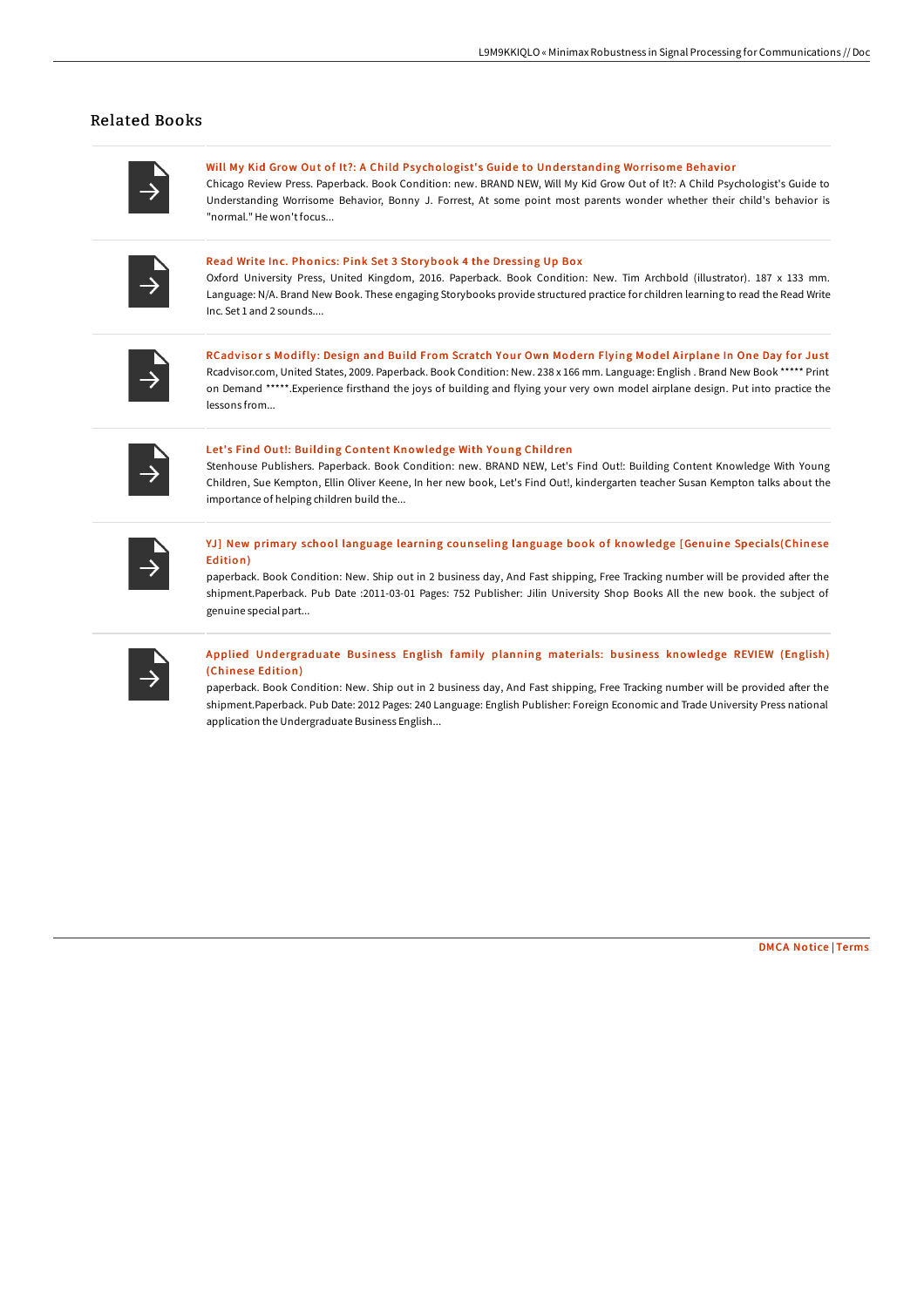## Related Books

### Will My Kid Grow Out of It?: A Child Psychologist's Guide to Understanding Worrisome Behavior

Chicago Review Press. Paperback. Book Condition: new. BRAND NEW, Will My Kid Grow Out of It?: A Child Psychologist's Guide to Understanding Worrisome Behavior, Bonny J. Forrest, At some point most parents wonder whether their child's behavior is "normal." He won't focus...

### Read Write Inc. Phonics: Pink Set 3 Storybook 4 the Dressing Up Box

Oxford University Press, United Kingdom, 2016. Paperback. Book Condition: New. Tim Archbold (illustrator). 187 x 133 mm. Language: N/A. Brand New Book. These engaging Storybooks provide structured practice for children learning to read the Read Write Inc. Set 1 and 2 sounds....

### RCadvisor s Modifly: Design and Build From Scratch Your Own Modern Flying Model Airplane In One Day for Just

Rcadvisor.com, United States, 2009. Paperback. Book Condition: New. 238 x 166 mm. Language: English . Brand New Book ***** Print on Demand *****.Experience firsthand the joys of building and flying your very own model airplane design. Put into practice the lessons from...

### Let's Find Out!: Building Content Knowledge With Young Children

Stenhouse Publishers. Paperback. Book Condition: new. BRAND NEW, Let's Find Out!: Building Content Knowledge With Young Children, Sue Kempton, Ellin Oliver Keene, In her new book, Let's Find Out!, kindergarten teacher Susan Kempton talks about the importance of helping children build the...

### YJ] New primary school language learning counseling language book of knowledge [Genuine Specials(Chinese Edition)

paperback. Book Condition: New. Ship out in 2 business day, And Fast shipping, Free Tracking number will be provided after the shipment.Paperback. Pub Date :2011-03-01 Pages: 752 Publisher: Jilin University Shop Books All the new book. the subject of genuine special part...

### Applied Undergraduate Business English family planning materials: business knowledge REVIEW (English)(Chinese Edition)

paperback. Book Condition: New. Ship out in 2 business day, And Fast shipping, Free Tracking number will be provided after the shipment.Paperback. Pub Date: 2012 Pages: 240 Language: English Publisher: Foreign Economic and Trade University Press national application the Undergraduate Business English...

DMCA Notice | Terms